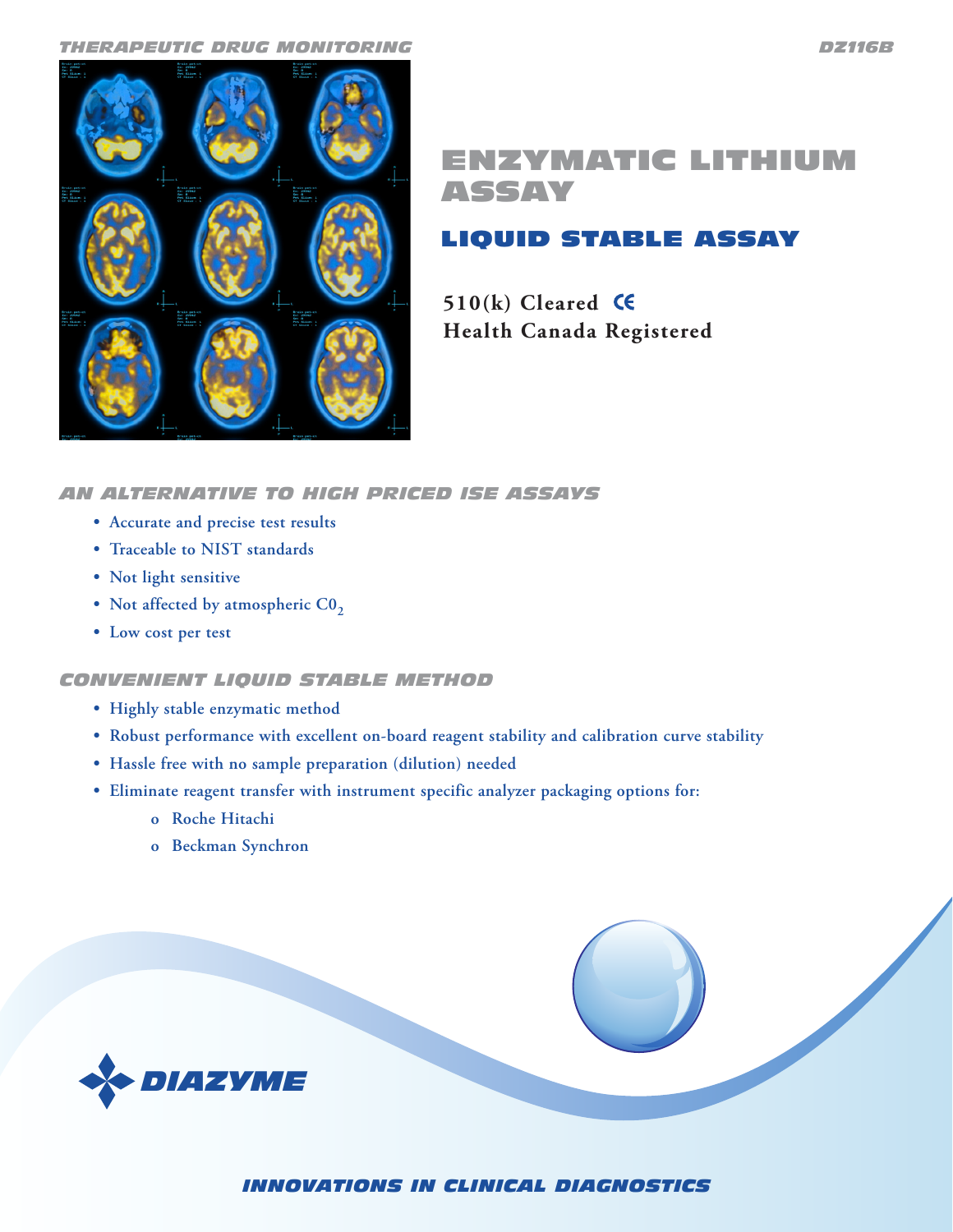THERAPEUTIC DRUG MONITORING

DZ116B

# ENZYMATIC LITHIUM ASSAY

## LIQUID STABLE ASSAY

**510(k) Cleared CE**
**Health Canada Registered**

### AN ALTERNATIVE TO HIGH PRICED ISE ASSAYS

- Accurate and precise test results
- Traceable to NIST standards
- Not light sensitive
- Not affected by atmospheric $C0_2$
- Low cost per test

### CONVENIENT LIQUID STABLE METHOD

- Highly stable enzymatic method
- Robust performance with excellent on-board reagent stability and calibration curve stability
- Hassle free with no sample preparation (dilution) needed
- Eliminate reagent transfer with instrument specific analyzer packaging options for:
  - Roche Hitachi
  - Beckman Synchron

DIAZYME

INNOVATIONS IN CLINICAL DIAGNOSTICS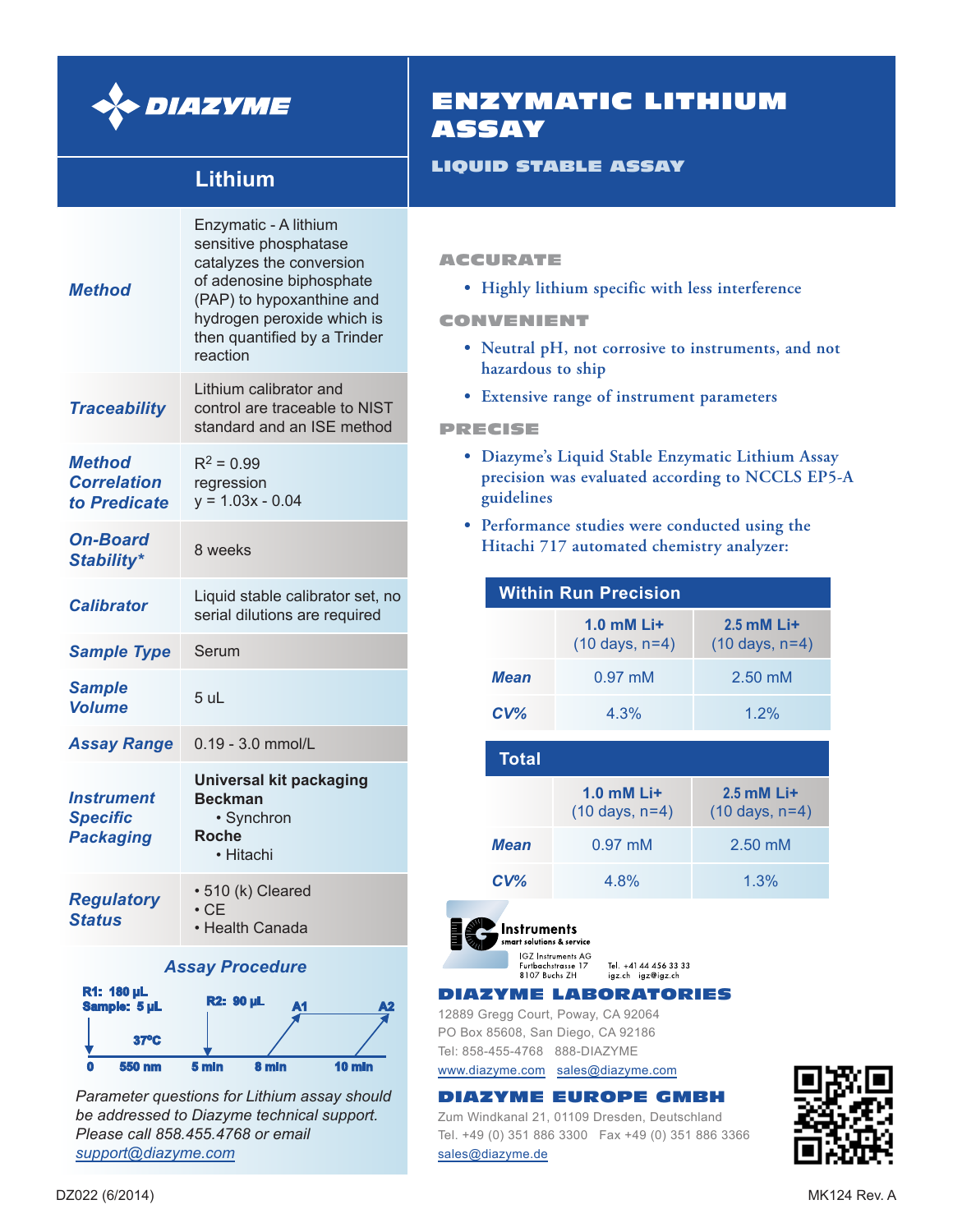# DIAZYME

## Lithium

| | |
|---|---|
| *Method* | Enzymatic - A lithium sensitive phosphatase catalyzes the conversion of adenosine biphosphate (PAP) to hypoxanthine and hydrogen peroxide which is then quantified by a Trinder reaction |
| *Traceability* | Lithium calibrator and control are traceable to NIST standard and an ISE method |
| *Method Correlation to Predicate* | $R^2 = 0.99$ regression $y = 1.03x - 0.04$ |
| *On-Board Stability** | 8 weeks |
| *Calibrator* | Liquid stable calibrator set, no serial dilutions are required |
| *Sample Type* | Serum |
| *Sample Volume* | 5 uL |
| *Assay Range* | 0.19 - 3.0 mmol/L |
| *Instrument Specific Packaging* | **Universal kit packaging** **Beckman** • Synchron **Roche** • Hitachi |
| *Regulatory Status* | • 510 (k) Cleared • CE • Health Canada |

### *Assay Procedure*

R1: 180 µL
Sample: 5 µL
37°C
R2: 90 µL
A1
A2
0
550 nm
5 min
8 min
10 min

*Parameter questions for Lithium assay should be addressed to Diazyme technical support. Please call 858.455.4768 or email support@diazyme.com*

# ENZYMATIC LITHIUM ASSAY

## LIQUID STABLE ASSAY

### ACCURATE

- Highly lithium specific with less interference

### CONVENIENT

- Neutral pH, not corrosive to instruments, and not hazardous to ship
- Extensive range of instrument parameters

### PRECISE

- Diazyme's Liquid Stable Enzymatic Lithium Assay precision was evaluated according to NCCLS EP5-A guidelines
- Performance studies were conducted using the Hitachi 717 automated chemistry analyzer:

**Within Run Precision**

| | 1.0 mM Li+ (10 days, n=4) | 2.5 mM Li+ (10 days, n=4) |
|---|---|---|
| *Mean* | 0.97 mM | 2.50 mM |
| *CV%* | 4.3% | 1.2% |

**Total**

| | 1.0 mM Li+ (10 days, n=4) | 2.5 mM Li+ (10 days, n=4) |
|---|---|---|
| *Mean* | 0.97 mM | 2.50 mM |
| *CV%* | 4.8% | 1.3% |

IG Instruments
smart solutions & service
IGZ Instruments AG
Furtbachstrasse 17
8107 Buchs ZH
Tel. +41 44 456 33 33
igz.ch igz@igz.ch

## DIAZYME LABORATORIES

12889 Gregg Court, Poway, CA 92064
PO Box 85608, San Diego, CA 92186
Tel: 858-455-4768 888-DIAZYME
www.diazyme.com sales@diazyme.com

## DIAZYME EUROPE GMBH

Zum Windkanal 21, 01109 Dresden, Deutschland
Tel. +49 (0) 351 886 3300 Fax +49 (0) 351 886 3366
sales@diazyme.de

DZ022 (6/2014)

MK124 Rev. A